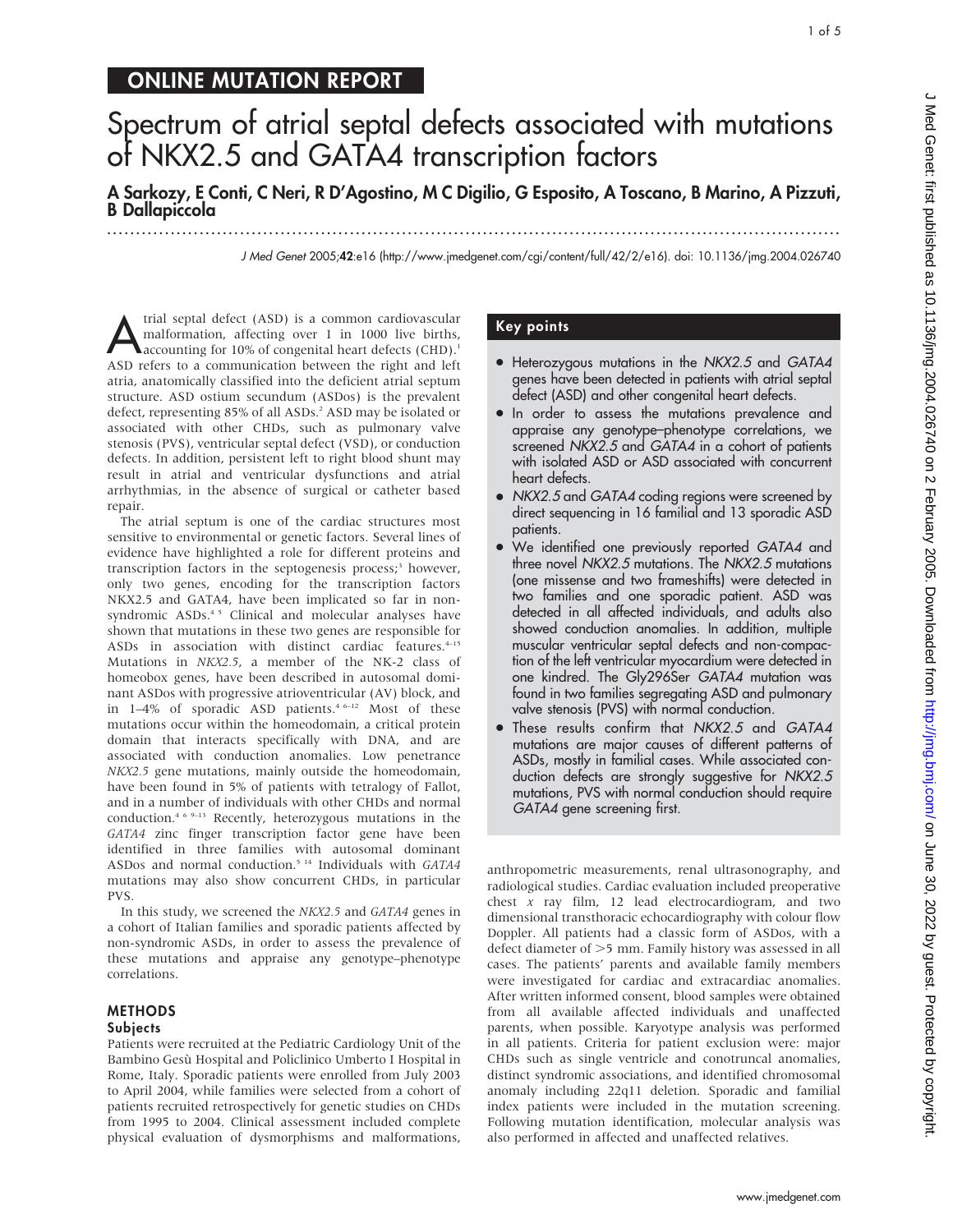## ONLINE MUTATION REPORT

# Spectrum of atrial septal defects associated with mutations of NKX2.5 and GATA4 transcription factors

**A Sarkozy, E Conti, C Neri, R D'Agostino, M C Digilio, G Esposito, A Toscano, B Marino, A Pizzuti, B Dallapiccola**

*J Med Genet* 2005;**42**:e16 (http://www.jmedgenet.com/cgi/content/full/42/2/e16). doi: 10.1136/jmg.2004.026740

Atrial septal defect (ASD) is a common cardiovascular malformation, affecting over 1 in 1000 live births, accounting for 10% of congenital heart defects (CHD).[1] ASD refers to a communication between the right and left atria, anatomically classified into the deficient atrial septum structure. ASD ostium secundum (ASDos) is the prevalent defect, representing 85% of all ASDs.[2] ASD may be isolated or associated with other CHDs, such as pulmonary valve stenosis (PVS), ventricular septal defect (VSD), or conduction defects. In addition, persistent left to right blood shunt may result in atrial and ventricular dysfunctions and atrial arrhythmias, in the absence of surgical or catheter based repair.

The atrial septum is one of the cardiac structures most sensitive to environmental or genetic factors. Several lines of evidence have highlighted a role for different proteins and transcription factors in the septogenesis process;[3] however, only two genes, encoding for the transcription factors NKX2.5 and GATA4, have been implicated so far in non-syndromic ASDs.[4 5] Clinical and molecular analyses have shown that mutations in these two genes are responsible for ASDs in association with distinct cardiac features.[4–15] Mutations in *NKX2.5*, a member of the NK-2 class of homeobox genes, have been described in autosomal dominant ASDos with progressive atrioventricular (AV) block, and in 1–4% of sporadic ASD patients.[4 6–12] Most of these mutations occur within the homeodomain, a critical protein domain that interacts specifically with DNA, and are associated with conduction anomalies. Low penetrance *NKX2.5* gene mutations, mainly outside the homeodomain, have been found in 5% of patients with tetralogy of Fallot, and in a number of individuals with other CHDs and normal conduction.[4 6 9–13] Recently, heterozygous mutations in the *GATA4* zinc finger transcription factor gene have been identified in three families with autosomal dominant ASDos and normal conduction.[5 14] Individuals with *GATA4* mutations may also show concurrent CHDs, in particular PVS.

In this study, we screened the *NKX2.5* and *GATA4* genes in a cohort of Italian families and sporadic patients affected by non-syndromic ASDs, in order to assess the prevalence of these mutations and appraise any genotype–phenotype correlations.

### Key points

- Heterozygous mutations in the *NKX2.5* and *GATA4* genes have been detected in patients with atrial septal defect (ASD) and other congenital heart defects.
- In order to assess the mutations prevalence and appraise any genotype–phenotype correlations, we screened *NKX2.5* and *GATA4* in a cohort of patients with isolated ASD or ASD associated with concurrent heart defects.
- *NKX2.5* and *GATA4* coding regions were screened by direct sequencing in 16 familial and 13 sporadic ASD patients.
- We identified one previously reported *GATA4* and three novel *NKX2.5* mutations. The *NKX2.5* mutations (one missense and two frameshifts) were detected in two families and one sporadic patient. ASD was detected in all affected individuals, and adults also showed conduction anomalies. In addition, multiple muscular ventricular septal defects and non-compaction of the left ventricular myocardium were detected in one kindred. The Gly296Ser *GATA4* mutation was found in two families segregating ASD and pulmonary valve stenosis (PVS) with normal conduction.
- These results confirm that *NKX2.5* and *GATA4* mutations are major causes of different patterns of ASDs, mostly in familial cases. While associated conduction defects are strongly suggestive for *NKX2.5* mutations, PVS with normal conduction should require *GATA4* gene screening first.

## METHODS

### Subjects

Patients were recruited at the Pediatric Cardiology Unit of the Bambino Gesù Hospital and Policlinico Umberto I Hospital in Rome, Italy. Sporadic patients were enrolled from July 2003 to April 2004, while families were selected from a cohort of patients recruited retrospectively for genetic studies on CHDs from 1995 to 2004. Clinical assessment included complete physical evaluation of dysmorphisms and malformations, anthropometric measurements, renal ultrasonography, and radiological studies. Cardiac evaluation included preoperative chest *x* ray film, 12 lead electrocardiogram, and two dimensional transthoracic echocardiography with colour flow Doppler. All patients had a classic form of ASDos, with a defect diameter of >5 mm. Family history was assessed in all cases. The patients' parents and available family members were investigated for cardiac and extracardiac anomalies. After written informed consent, blood samples were obtained from all available affected individuals and unaffected parents, when possible. Karyotype analysis was performed in all patients. Criteria for patient exclusion were: major CHDs such as single ventricle and conotruncal anomalies, distinct syndromic associations, and identified chromosomal anomaly including 22q11 deletion. Sporadic and familial index patients were included in the mutation screening. Following mutation identification, molecular analysis was also performed in affected and unaffected relatives.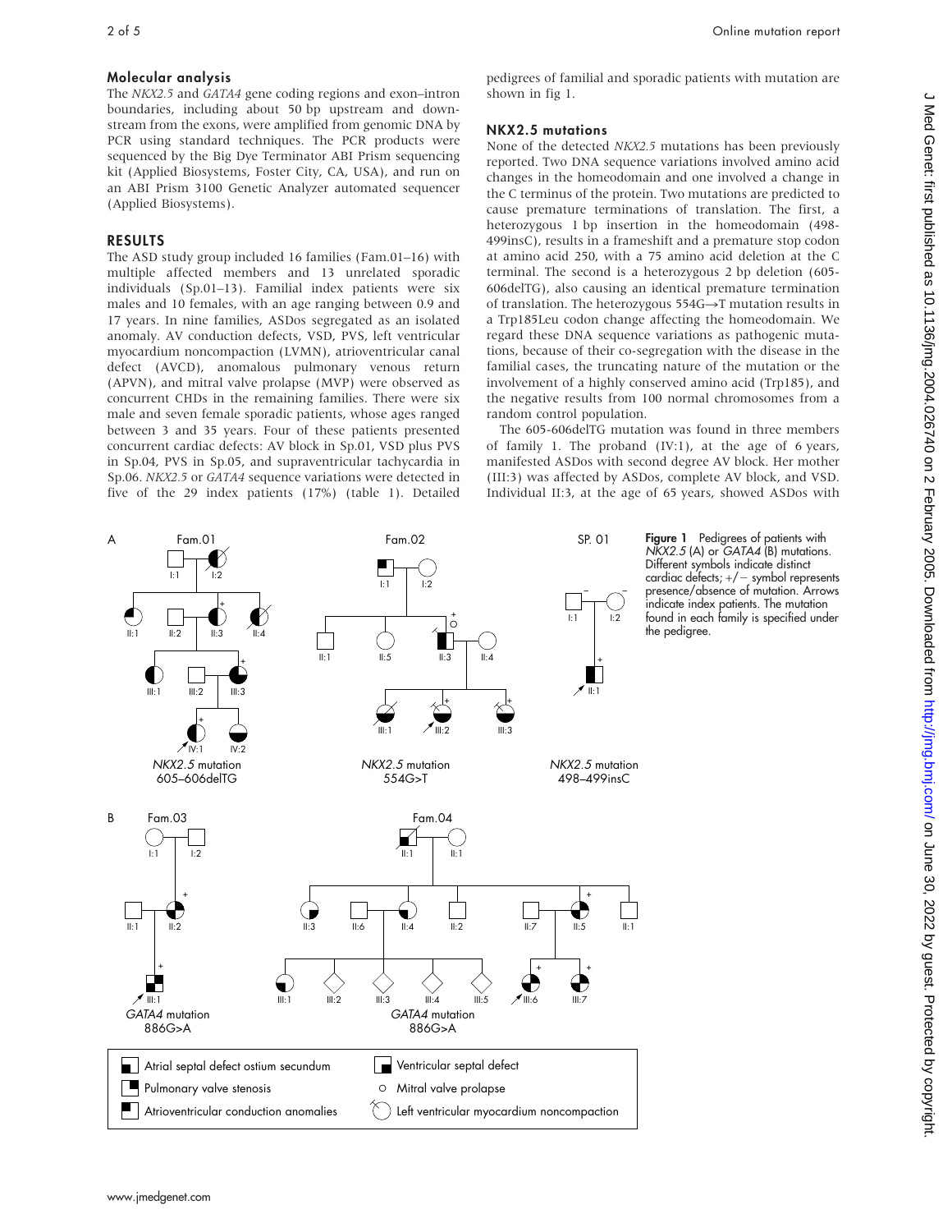### Molecular analysis

The *NKX2.5* and *GATA4* gene coding regions and exon–intron boundaries, including about 50 bp upstream and downstream from the exons, were amplified from genomic DNA by PCR using standard techniques. The PCR products were sequenced by the Big Dye Terminator ABI Prism sequencing kit (Applied Biosystems, Foster City, CA, USA), and run on an ABI Prism 3100 Genetic Analyzer automated sequencer (Applied Biosystems).

## RESULTS

The ASD study group included 16 families (Fam.01–16) with multiple affected members and 13 unrelated sporadic individuals (Sp.01–13). Familial index patients were six males and 10 females, with an age ranging between 0.9 and 17 years. In nine families, ASDos segregated as an isolated anomaly. AV conduction defects, VSD, PVS, left ventricular myocardium noncompaction (LVMN), atrioventricular canal defect (AVCD), anomalous pulmonary venous return (APVN), and mitral valve prolapse (MVP) were observed as concurrent CHDs in the remaining families. There were six male and seven female sporadic patients, whose ages ranged between 3 and 35 years. Four of these patients presented concurrent cardiac defects: AV block in Sp.01, VSD plus PVS in Sp.04, PVS in Sp.05, and supraventricular tachycardia in Sp.06. *NKX2.5* or *GATA4* sequence variations were detected in five of the 29 index patients (17%) (table 1). Detailed pedigrees of familial and sporadic patients with mutation are shown in fig 1.

### NKX2.5 mutations

None of the detected *NKX2.5* mutations has been previously reported. Two DNA sequence variations involved amino acid changes in the homeodomain and one involved a change in the C terminus of the protein. Two mutations are predicted to cause premature terminations of translation. The first, a heterozygous 1 bp insertion in the homeodomain (498-499insC), results in a frameshift and a premature stop codon at amino acid 250, with a 75 amino acid deletion at the C terminal. The second is a heterozygous 2 bp deletion (605-606delTG), also causing an identical premature termination of translation. The heterozygous 554G→T mutation results in a Trp185Leu codon change affecting the homeodomain. We regard these DNA sequence variations as pathogenic mutations, because of their co-segregation with the disease in the familial cases, the truncating nature of the mutation or the involvement of a highly conserved amino acid (Trp185), and the negative results from 100 normal chromosomes from a random control population.

The 605-606delTG mutation was found in three members of family 1. The proband (IV:1), at the age of 6 years, manifested ASDos with second degree AV block. Her mother (III:3) was affected by ASDos, complete AV block, and VSD. Individual II:3, at the age of 65 years, showed ASDos with

**Figure 1** Pedigrees of patients with *NKX2.5* (A) or *GATA4* (B) mutations. Different symbols indicate distinct cardiac defects; +/− symbol represents presence/absence of mutation. Arrows indicate index patients. The mutation found in each family is specified under the pedigree.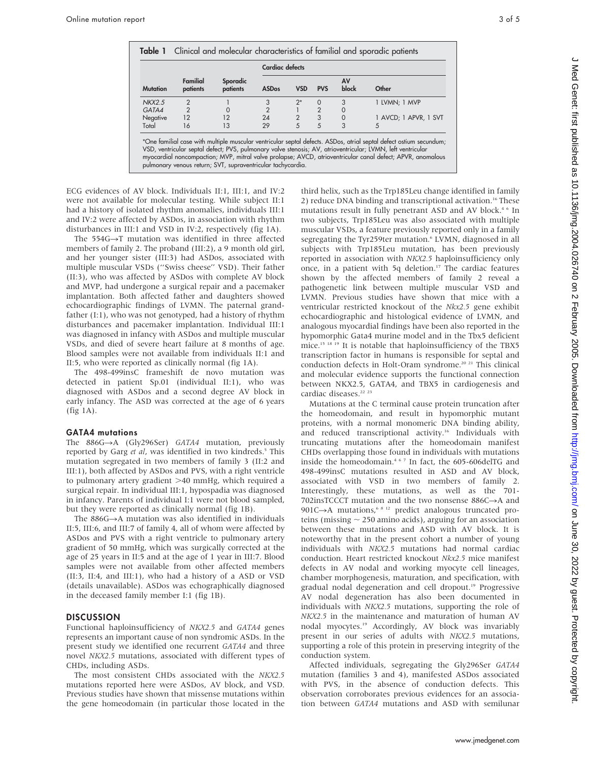**Table 1** Clinical and molecular characteristics of familial and sporadic patients

| Mutation | Familial patients | Sporadic patients | Cardiac defects | | | | |
|---|---|---|---|---|---|---|---|
| | | | ASDos | VSD | PVS | AV block | Other |
| *NKX2.5* | 2 | 1 | 3 | 2* | 0 | 3 | 1 LVMN; 1 MVP |
| GATA4 | 2 | 0 | 2 | 1 | 2 | 0 | |
| Negative | 12 | 12 | 24 | 2 | 3 | 0 | 1 AVCD; 1 APVR, 1 SVT |
| Total | 16 | 13 | 29 | 5 | 5 | 3 | 5 |

*One familial case with multiple muscular ventricular septal defects. ASDos, atrial septal defect ostium secundum; VSD, ventricular septal defect; PVS, pulmonary valve stenosis; AV, atrioventricular; LVMN, left ventricular myocardial noncompaction; MVP, mitral valve prolapse; AVCD, atrioventricular canal defect; APVR, anomalous pulmonary venous return; SVT, supraventricular tachycardia.

ECG evidences of AV block. Individuals II:1, III:1, and IV:2 were not available for molecular testing. While subject II:1 had a history of isolated rhythm anomalies, individuals III:1 and IV:2 were affected by ASDos, in association with rhythm disturbances in III:1 and VSD in IV:2, respectively (fig 1A).

The 554G→T mutation was identified in three affected members of family 2. The proband (III:2), a 9 month old girl, and her younger sister (III:3) had ASDos, associated with multiple muscular VSDs ("Swiss cheese" VSD). Their father (II:3), who was affected by ASDos with complete AV block and MVP, had undergone a surgical repair and a pacemaker implantation. Both affected father and daughters showed echocardiographic findings of LVMN. The paternal grandfather (I:1), who was not genotyped, had a history of rhythm disturbances and pacemaker implantation. Individual III:1 was diagnosed in infancy with ASDos and multiple muscular VSDs, and died of severe heart failure at 8 months of age. Blood samples were not available from individuals II:1 and II:5, who were reported as clinically normal (fig 1A).

The 498-499insC frameshift de novo mutation was detected in patient Sp.01 (individual II:1), who was diagnosed with ASDos and a second degree AV block in early infancy. The ASD was corrected at the age of 6 years (fig 1A).

### GATA4 mutations

The 886G→A (Gly296Ser) *GATA4* mutation, previously reported by Garg *et al*, was identified in two kindreds.[5] This mutation segregated in two members of family 3 (II:2 and III:1), both affected by ASDos and PVS, with a right ventricle to pulmonary artery gradient >40 mmHg, which required a surgical repair. In individual III:1, hypospadia was diagnosed in infancy. Parents of individual I:1 were not blood sampled, but they were reported as clinically normal (fig 1B).

The 886G→A mutation was also identified in individuals II:5, III:6, and III:7 of family 4, all of whom were affected by ASDos and PVS with a right ventricle to pulmonary artery gradient of 50 mmHg, which was surgically corrected at the age of 25 years in II:5 and at the age of 1 year in III:7. Blood samples were not available from other affected members (II:3, II:4, and III:1), who had a history of a ASD or VSD (details unavailable). ASDos was echographically diagnosed in the deceased family member I:1 (fig 1B).

## DISCUSSION

Functional haploinsufficiency of *NKX2.5* and *GATA4* genes represents an important cause of non syndromic ASDs. In the present study we identified one recurrent *GATA4* and three novel *NKX2.5* mutations, associated with different types of CHDs, including ASDs.

The most consistent CHDs associated with the *NKX2.5* mutations reported here were ASDos, AV block, and VSD. Previous studies have shown that missense mutations within the gene homeodomain (in particular those located in the third helix, such as the Trp185Leu change identified in family 2) reduce DNA binding and transcriptional activation.[16] These mutations result in fully penetrant ASD and AV block.[4,6] In two subjects, Trp185Leu was also associated with multiple muscular VSDs, a feature previously reported only in a family segregating the Tyr259ter mutation.[6] LVMN, diagnosed in all subjects with Trp185Leu mutation, has been previously reported in association with *NKX2.5* haploinsufficiency only once, in a patient with 5q deletion.[17] The cardiac features shown by the affected members of family 2 reveal a pathogenetic link between multiple muscular VSD and LVMN. Previous studies have shown that mice with a ventricular restricted knockout of the *Nkx2.5* gene exhibit echocardiographic and histological evidence of LVMN, and analogous myocardial findings have been also reported in the hypomorphic Gata4 murine model and in the Tbx5 deficient mice.[15,18,19] It is notable that haploinsufficiency of the TBX5 transcription factor in humans is responsible for septal and conduction defects in Holt-Oram syndrome.[20,21] This clinical and molecular evidence supports the functional connection between NKX2.5, GATA4, and TBX5 in cardiogenesis and cardiac diseases.[22,23]

Mutations at the C terminal cause protein truncation after the homeodomain, and result in hypomorphic mutant proteins, with a normal monomeric DNA binding ability, and reduced transcriptional activity.[16] Individuals with truncating mutations after the homeodomain manifest CHDs overlapping those found in individuals with mutations inside the homeodomain.[4,6,7] In fact, the 605-606delTG and 498-499insC mutations resulted in ASD and AV block, associated with VSD in two members of family 2. Interestingly, these mutations, as well as the 701-702insTCCCT mutation and the two nonsense 886C→A and 901C→A mutations,[6,8,12] predict analogous truncated proteins (missing ~ 250 amino acids), arguing for an association between these mutations and ASD with AV block. It is noteworthy that in the present cohort a number of young individuals with *NKX2.5* mutations had normal cardiac conduction. Heart restricted knockout *Nkx2.5* mice manifest defects in AV nodal and working myocyte cell lineages, chamber morphogenesis, maturation, and specification, with gradual nodal degeneration and cell dropout.[19] Progressive AV nodal degeneration has also been documented in individuals with *NKX2.5* mutations, supporting the role of *NKX2.5* in the maintenance and maturation of human AV nodal myocytes.[19] Accordingly, AV block was invariably present in our series of adults with *NKX2.5* mutations, supporting a role of this protein in preserving integrity of the conduction system.

Affected individuals, segregating the Gly296Ser *GATA4* mutation (families 3 and 4), manifested ASDos associated with PVS, in the absence of conduction defects. This observation corroborates previous evidences for an association between *GATA4* mutations and ASD with semilunar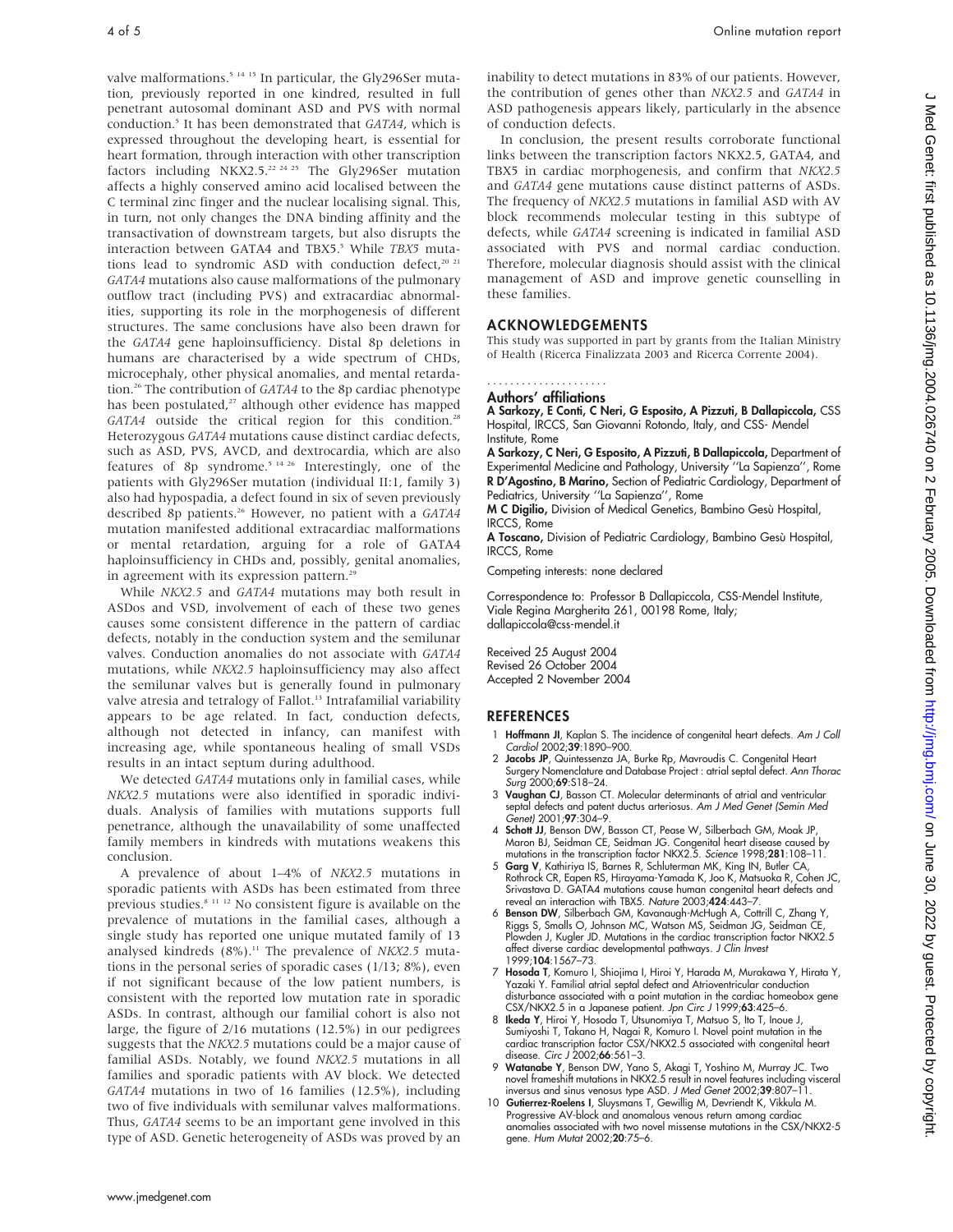valve malformations.[5 14 15] In particular, the Gly296Ser mutation, previously reported in one kindred, resulted in full penetrant autosomal dominant ASD and PVS with normal conduction.[5] It has been demonstrated that *GATA4*, which is expressed throughout the developing heart, is essential for heart formation, through interaction with other transcription factors including NKX2.5.[22 24 25] The Gly296Ser mutation affects a highly conserved amino acid localised between the C terminal zinc finger and the nuclear localising signal. This, in turn, not only changes the DNA binding affinity and the transactivation of downstream targets, but also disrupts the interaction between GATA4 and TBX5.[5] While *TBX5* mutations lead to syndromic ASD with conduction defect,[20 21] *GATA4* mutations also cause malformations of the pulmonary outflow tract (including PVS) and extracardiac abnormalities, supporting its role in the morphogenesis of different structures. The same conclusions have also been drawn for the *GATA4* gene haploinsufficiency. Distal 8p deletions in humans are characterised by a wide spectrum of CHDs, microcephaly, other physical anomalies, and mental retardation.[26] The contribution of *GATA4* to the 8p cardiac phenotype has been postulated,[27] although other evidence has mapped *GATA4* outside the critical region for this condition.[28] Heterozygous *GATA4* mutations cause distinct cardiac defects, such as ASD, PVS, AVCD, and dextrocardia, which are also features of 8p syndrome.[5 14 26] Interestingly, one of the patients with Gly296Ser mutation (individual II:1, family 3) also had hypospadia, a defect found in six of seven previously described 8p patients.[26] However, no patient with a *GATA4* mutation manifested additional extracardiac malformations or mental retardation, arguing for a role of GATA4 haploinsufficiency in CHDs and, possibly, genital anomalies, in agreement with its expression pattern.[29]

While *NKX2.5* and *GATA4* mutations may both result in ASDos and VSD, involvement of each of these two genes causes some consistent difference in the pattern of cardiac defects, notably in the conduction system and the semilunar valves. Conduction anomalies do not associate with *GATA4* mutations, while *NKX2.5* haploinsufficiency may also affect the semilunar valves but is generally found in pulmonary valve atresia and tetralogy of Fallot.[13] Intrafamilial variability appears to be age related. In fact, conduction defects, although not detected in infancy, can manifest with increasing age, while spontaneous healing of small VSDs results in an intact septum during adulthood.

We detected *GATA4* mutations only in familial cases, while *NKX2.5* mutations were also identified in sporadic individuals. Analysis of families with mutations supports full penetrance, although the unavailability of some unaffected family members in kindreds with mutations weakens this conclusion.

A prevalence of about 1–4% of *NKX2.5* mutations in sporadic patients with ASDs has been estimated from three previous studies.[8 11 12] No consistent figure is available on the prevalence of mutations in the familial cases, although a single study has reported one unique mutated family of 13 analysed kindreds (8%).[11] The prevalence of *NKX2.5* mutations in the personal series of sporadic cases (1/13; 8%), even if not significant because of the low patient numbers, is consistent with the reported low mutation rate in sporadic ASDs. In contrast, although our familial cohort is also not large, the figure of 2/16 mutations (12.5%) in our pedigrees suggests that the *NKX2.5* mutations could be a major cause of familial ASDs. Notably, we found *NKX2.5* mutations in all families and sporadic patients with AV block. We detected *GATA4* mutations in two of 16 families (12.5%), including two of five individuals with semilunar valves malformations. Thus, *GATA4* seems to be an important gene involved in this type of ASD. Genetic heterogeneity of ASDs was proved by an inability to detect mutations in 83% of our patients. However, the contribution of genes other than *NKX2.5* and *GATA4* in ASD pathogenesis appears likely, particularly in the absence of conduction defects.

In conclusion, the present results corroborate functional links between the transcription factors NKX2.5, GATA4, and TBX5 in cardiac morphogenesis, and confirm that *NKX2.5* and *GATA4* gene mutations cause distinct patterns of ASDs. The frequency of *NKX2.5* mutations in familial ASD with AV block recommends molecular testing in this subtype of defects, while *GATA4* screening is indicated in familial ASD associated with PVS and normal cardiac conduction. Therefore, molecular diagnosis should assist with the clinical management of ASD and improve genetic counselling in these families.

## ACKNOWLEDGEMENTS

This study was supported in part by grants from the Italian Ministry of Health (Ricerca Finalizzata 2003 and Ricerca Corrente 2004).

### Authors' affiliations

**A Sarkozy, E Conti, C Neri, G Esposito, A Pizzuti, B Dallapiccola,** CSS Hospital, IRCCS, San Giovanni Rotondo, Italy, and CSS- Mendel Institute, Rome

**A Sarkozy, C Neri, G Esposito, A Pizzuti, B Dallapiccola,** Department of Experimental Medicine and Pathology, University ''La Sapienza'', Rome

**R D'Agostino, B Marino,** Section of Pediatric Cardiology, Department of Pediatrics, University ''La Sapienza'', Rome

**M C Digilio,** Division of Medical Genetics, Bambino Gesù Hospital, IRCCS, Rome

**A Toscano,** Division of Pediatric Cardiology, Bambino Gesù Hospital, IRCCS, Rome

Competing interests: none declared

Correspondence to: Professor B Dallapiccola, CSS-Mendel Institute, Viale Regina Margherita 261, 00198 Rome, Italy; dallapiccola@css-mendel.it

Received 25 August 2004
Revised 26 October 2004
Accepted 2 November 2004

## REFERENCES

1. **Hoffmann JI**, Kaplan S. The incidence of congenital heart defects. *Am J Coll Cardiol* 2002;**39**:1890–900.
2. **Jacobs JP**, Quintessenza JA, Burke Rp, Mavroudis C. Congenital Heart Surgery Nomenclature and Database Project : atrial septal defect. *Ann Thorac Surg* 2000;**69**:S18–24.
3. **Vaughan CJ**, Basson CT. Molecular determinants of atrial and ventricular septal defects and patent ductus arteriosus. *Am J Med Genet (Semin Med Genet)* 2001;**97**:304–9.
4. **Schott JJ**, Benson DW, Basson CT, Pease W, Silberbach GM, Moak JP, Maron BJ, Seidman CE, Seidman JG. Congenital heart disease caused by mutations in the transcription factor NKX2.5. *Science* 1998;**281**:108–11.
5. **Garg V**, Kathiriya IS, Barnes R, Schluterman MK, King IN, Butler CA, Rothrock CR, Eapen RS, Hirayama-Yamada K, Joo K, Matsuoka R, Cohen JC, Srivastava D. GATA4 mutations cause human congenital heart defects and reveal an interaction with TBX5. *Nature* 2003;**424**:443–7.
6. **Benson DW**, Silberbach GM, Kavanaugh-McHugh A, Cottrill C, Zhang Y, Riggs S, Smalls O, Johnson MC, Watson MS, Seidman JG, Seidman CE, Plowden J, Kugler JD. Mutations in the cardiac transcription factor NKX2.5 affect diverse cardiac developmental pathways. *J Clin Invest* 1999;**104**:1567–73.
7. **Hosoda T**, Komuro I, Shiojima I, Hiroi Y, Harada M, Murakawa Y, Hirata Y, Yazaki Y. Familial atrial septal defect and Atrioventricular conduction disturbance associated with a point mutation in the cardiac homeobox gene CSX/NKX2.5 in a Japanese patient. *Jpn Circ J* 1999;**63**:425–6.
8. **Ikeda Y**, Hiroi Y, Hosoda T, Utsunomiya T, Matsuo S, Ito T, Inoue J, Sumiyoshi T, Takano H, Nagai R, Komuro I. Novel point mutation in the cardiac transcription factor CSX/NKX2.5 associated with congenital heart disease. *Circ J* 2002;**66**:561–3.
9. **Watanabe Y**, Benson DW, Yano S, Akagi T, Yoshino M, Murray JC. Two novel frameshift mutations in NKX2.5 result in novel features including visceral inversus and sinus venosus type ASD. *J Med Genet* 2002;**39**:807–11.
10. **Gutierrez-Roelens I**, Sluysmans T, Gewillig M, Devriendt K, Vikkula M. Progressive AV-block and anomalous venous return among cardiac anomalies associated with two novel missense mutations in the CSX/NKX2-5 gene. *Hum Mutat* 2002;**20**:75–6.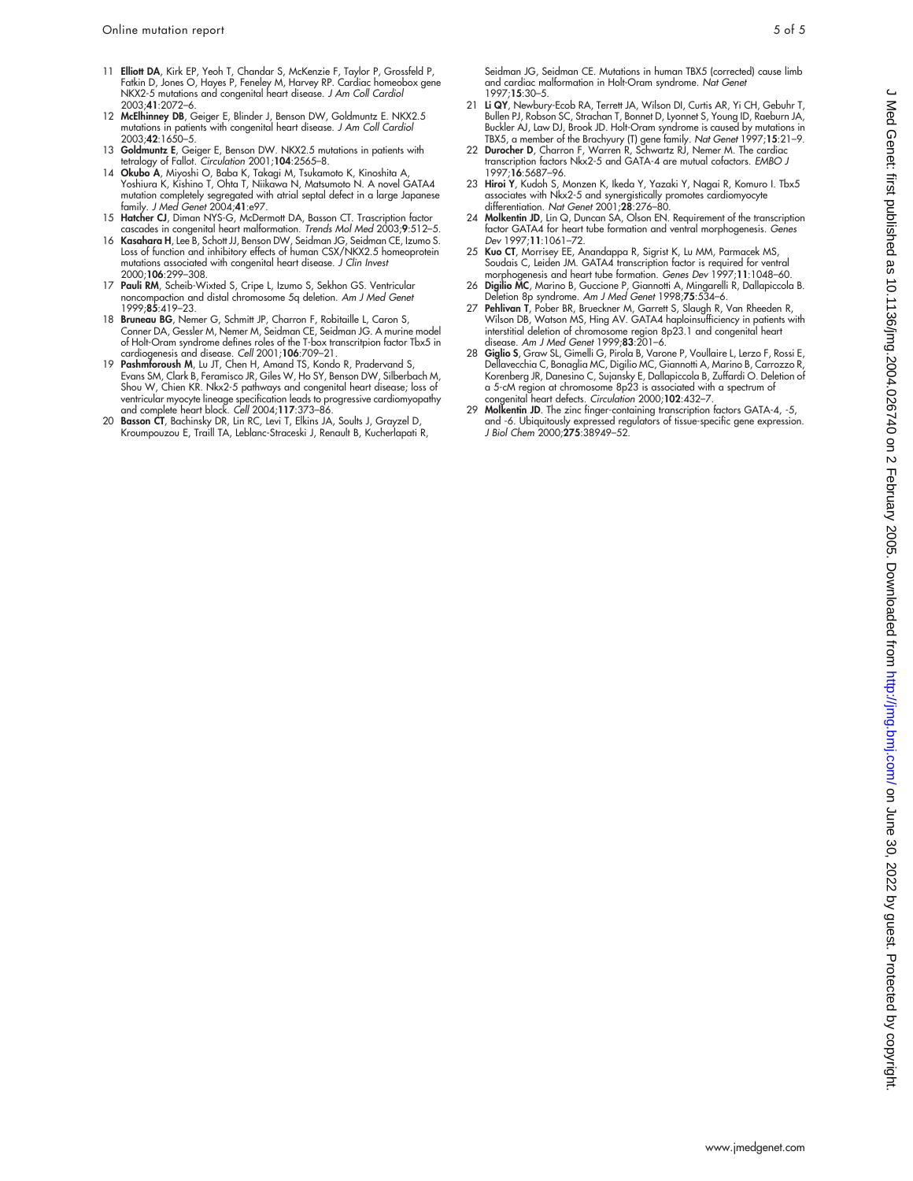11 **Elliott DA**, Kirk EP, Yeoh T, Chandar S, McKenzie F, Taylor P, Grossfeld P, Fatkin D, Jones O, Hayes P, Feneley M, Harvey RP. Cardiac homeobox gene NKX2-5 mutations and congenital heart disease. *J Am Coll Cardiol* 2003;**41**:2072–6.

12 **McElhinney DB**, Geiger E, Blinder J, Benson DW, Goldmuntz E. NKX2.5 mutations in patients with congenital heart disease. *J Am Coll Cardiol* 2003;**42**:1650–5.

13 **Goldmuntz E**, Geiger E, Benson DW. NKX2.5 mutations in patients with tetralogy of Fallot. *Circulation* 2001;**104**:2565–8.

14 **Okubo A**, Miyoshi O, Baba K, Takagi M, Tsukamoto K, Kinoshita A, Yoshiura K, Kishino T, Ohta T, Niikawa N, Matsumoto N. A novel GATA4 mutation completely segregated with atrial septal defect in a large Japanese family. *J Med Genet* 2004;**41**:e97.

15 **Hatcher CJ**, Diman NYS-G, McDermott DA, Basson CT. Trascription factor cascades in congenital heart malformation. *Trends Mol Med* 2003;**9**:512–5.

16 **Kasahara H**, Lee B, Schott JJ, Benson DW, Seidman JG, Seidman CE, Izumo S. Loss of function and inhibitory effects of human CSX/NKX2.5 homeoprotein mutations associated with congenital heart disease. *J Clin Invest* 2000;**106**:299–308.

17 **Pauli RM**, Scheib-Wixted S, Cripe L, Izumo S, Sekhon GS. Ventricular noncompaction and distal chromosome 5q deletion. *Am J Med Genet* 1999;**85**:419–23.

18 **Bruneau BG**, Nemer G, Schmitt JP, Charron F, Robitaille L, Caron S, Conner DA, Gessler M, Nemer M, Seidman CE, Seidman JG. A murine model of Holt-Oram syndrome defines roles of the T-box transcritpion factor Tbx5 in cardiogenesis and disease. *Cell* 2001;**106**:709–21.

19 **Pashmforoush M**, Lu JT, Chen H, Amand TS, Kondo R, Pradervand S, Evans SM, Clark B, Feramisco JR, Giles W, Ho SY, Benson DW, Silberbach M, Shou W, Chien KR. Nkx2-5 pathways and congenital heart disease; loss of ventricular myocyte lineage specification leads to progressive cardiomyopathy and complete heart block. *Cell* 2004;**117**:373–86.

20 **Basson CT**, Bachinsky DR, Lin RC, Levi T, Elkins JA, Soults J, Grayzel D, Kroumpouzou E, Traill TA, Leblanc-Straceski J, Renault B, Kucherlapati R, Seidman JG, Seidman CE. Mutations in human TBX5 (corrected) cause limb and cardiac malformation in Holt-Oram syndrome. *Nat Genet* 1997;**15**:30–5.

21 **Li QY**, Newbury-Ecob RA, Terrett JA, Wilson DI, Curtis AR, Yi CH, Gebuhr T, Bullen PJ, Robson SC, Strachan T, Bonnet D, Lyonnet S, Young ID, Raeburn JA, Buckler AJ, Law DJ, Brook JD. Holt-Oram syndrome is caused by mutations in TBX5, a member of the Brachyury (T) gene family. *Nat Genet* 1997;**15**:21–9.

22 **Durocher D**, Charron F, Warren R, Schwartz RJ, Nemer M. The cardiac transcription factors Nkx2-5 and GATA-4 are mutual cofactors. *EMBO J* 1997;**16**:5687–96.

23 **Hiroi Y**, Kudoh S, Monzen K, Ikeda Y, Yazaki Y, Nagai R, Komuro I. Tbx5 associates with Nkx2-5 and synergistically promotes cardiomyocyte differentiation. *Nat Genet* 2001;**28**:276–80.

24 **Molkentin JD**, Lin Q, Duncan SA, Olson EN. Requirement of the transcription factor GATA4 for heart tube formation and ventral morphogenesis. *Genes Dev* 1997;**11**:1061–72.

25 **Kuo CT**, Morrisey EE, Anandappa R, Sigrist K, Lu MM, Parmacek MS, Soudais C, Leiden JM. GATA4 transcription factor is required for ventral morphogenesis and heart tube formation. *Genes Dev* 1997;**11**:1048–60.

26 **Digilio MC**, Marino B, Guccione P, Giannotti A, Mingarelli R, Dallapiccola B. Deletion 8p syndrome. *Am J Med Genet* 1998;**75**:534–6.

27 **Pehlivan T**, Pober BR, Brueckner M, Garrett S, Slaugh R, Van Rheeden R, Wilson DB, Watson MS, Hing AV. GATA4 haploinsufficiency in patients with interstitial deletion of chromosome region 8p23.1 and congenital heart disease. *Am J Med Genet* 1999;**83**:201–6.

28 **Giglio S**, Graw SL, Gimelli G, Pirola B, Varone P, Voullaire L, Lerzo F, Rossi E, Dellavecchia C, Bonaglia MC, Digilio MC, Giannotti A, Marino B, Carrozzo R, Korenberg JR, Danesino C, Sujansky E, Dallapiccola B, Zuffardi O. Deletion of a 5-cM region at chromosome 8p23 is associated with a spectrum of congenital heart defects. *Circulation* 2000;**102**:432–7.

29 **Molkentin JD**. The zinc finger-containing transcription factors GATA-4, -5, and -6. Ubiquitously expressed regulators of tissue-specific gene expression. *J Biol Chem* 2000;**275**:38949–52.